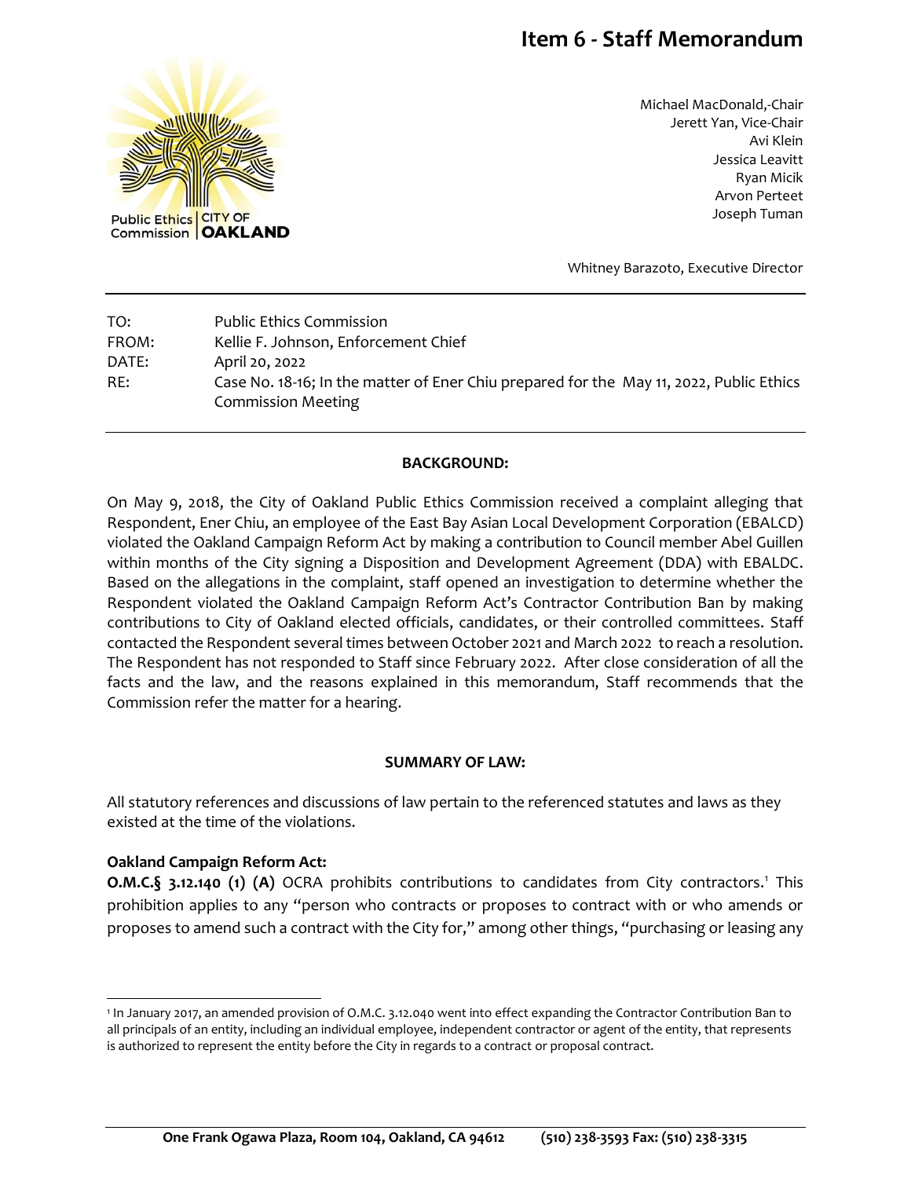# Item 6 - Staff Memorandum

Public Ethics Commission | CITY OF OAKLAND

Michael MacDonald,-Chair
Jerett Yan, Vice-Chair
Avi Klein
Jessica Leavitt
Ryan Micik
Arvon Perteet
Joseph Tuman

Whitney Barazoto, Executive Director

---

TO: Public Ethics Commission
FROM: Kellie F. Johnson, Enforcement Chief
DATE: April 20, 2022
RE: Case No. 18-16; In the matter of Ener Chiu prepared for the May 11, 2022, Public Ethics Commission Meeting

---

**BACKGROUND:**

On May 9, 2018, the City of Oakland Public Ethics Commission received a complaint alleging that Respondent, Ener Chiu, an employee of the East Bay Asian Local Development Corporation (EBALCD) violated the Oakland Campaign Reform Act by making a contribution to Council member Abel Guillen within months of the City signing a Disposition and Development Agreement (DDA) with EBALDC. Based on the allegations in the complaint, staff opened an investigation to determine whether the Respondent violated the Oakland Campaign Reform Act's Contractor Contribution Ban by making contributions to City of Oakland elected officials, candidates, or their controlled committees. Staff contacted the Respondent several times between October 2021 and March 2022 to reach a resolution. The Respondent has not responded to Staff since February 2022. After close consideration of all the facts and the law, and the reasons explained in this memorandum, Staff recommends that the Commission refer the matter for a hearing.

**SUMMARY OF LAW:**

All statutory references and discussions of law pertain to the referenced statutes and laws as they existed at the time of the violations.

**Oakland Campaign Reform Act:**

**O.M.C.§ 3.12.140 (1) (A)** OCRA prohibits contributions to candidates from City contractors.[1] This prohibition applies to any "person who contracts or proposes to contract with or who amends or proposes to amend such a contract with the City for," among other things, "purchasing or leasing any

---

[1] In January 2017, an amended provision of O.M.C. 3.12.040 went into effect expanding the Contractor Contribution Ban to all principals of an entity, including an individual employee, independent contractor or agent of the entity, that represents is authorized to represent the entity before the City in regards to a contract or proposal contract.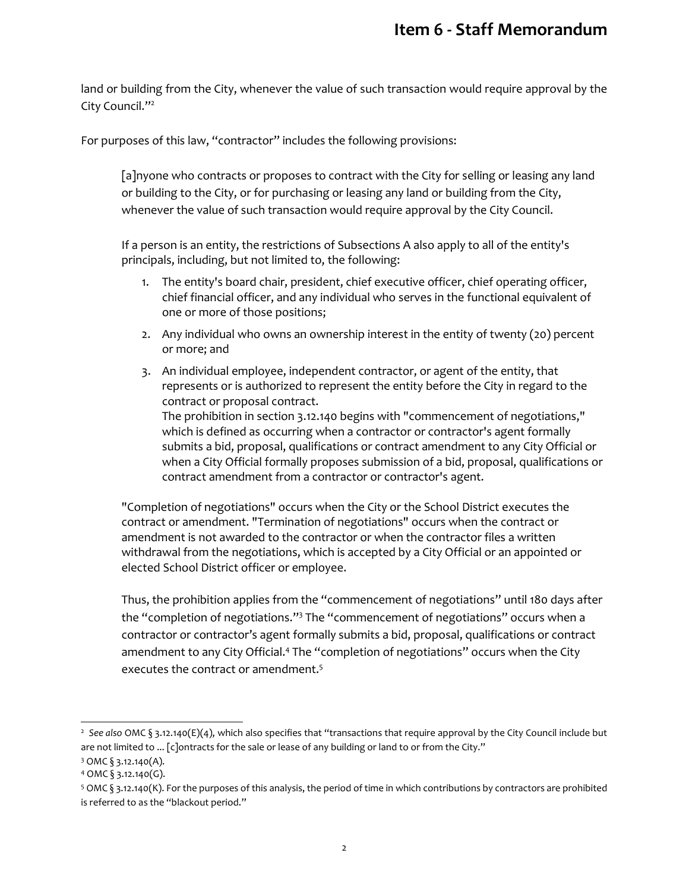land or building from the City, whenever the value of such transaction would require approval by the City Council."[2]

For purposes of this law, "contractor" includes the following provisions:

> [a]nyone who contracts or proposes to contract with the City for selling or leasing any land or building to the City, or for purchasing or leasing any land or building from the City, whenever the value of such transaction would require approval by the City Council.
>
> If a person is an entity, the restrictions of Subsections A also apply to all of the entity's principals, including, but not limited to, the following:
>
> 1. The entity's board chair, president, chief executive officer, chief operating officer, chief financial officer, and any individual who serves in the functional equivalent of one or more of those positions;
> 2. Any individual who owns an ownership interest in the entity of twenty (20) percent or more; and
> 3. An individual employee, independent contractor, or agent of the entity, that represents or is authorized to represent the entity before the City in regard to the contract or proposal contract.
>    The prohibition in section 3.12.140 begins with "commencement of negotiations," which is defined as occurring when a contractor or contractor's agent formally submits a bid, proposal, qualifications or contract amendment to any City Official or when a City Official formally proposes submission of a bid, proposal, qualifications or contract amendment from a contractor or contractor's agent.
>
> "Completion of negotiations" occurs when the City or the School District executes the contract or amendment. "Termination of negotiations" occurs when the contract or amendment is not awarded to the contractor or when the contractor files a written withdrawal from the negotiations, which is accepted by a City Official or an appointed or elected School District officer or employee.
>
> Thus, the prohibition applies from the "commencement of negotiations" until 180 days after the "completion of negotiations."[3] The "commencement of negotiations" occurs when a contractor or contractor's agent formally submits a bid, proposal, qualifications or contract amendment to any City Official.[4] The "completion of negotiations" occurs when the City executes the contract or amendment.[5]

---

[2] *See also* OMC § 3.12.140(E)(4), which also specifies that "transactions that require approval by the City Council include but are not limited to ... [c]ontracts for the sale or lease of any building or land to or from the City."

[3] OMC § 3.12.140(A).

[4] OMC § 3.12.140(G).

[5] OMC § 3.12.140(K). For the purposes of this analysis, the period of time in which contributions by contractors are prohibited is referred to as the "blackout period."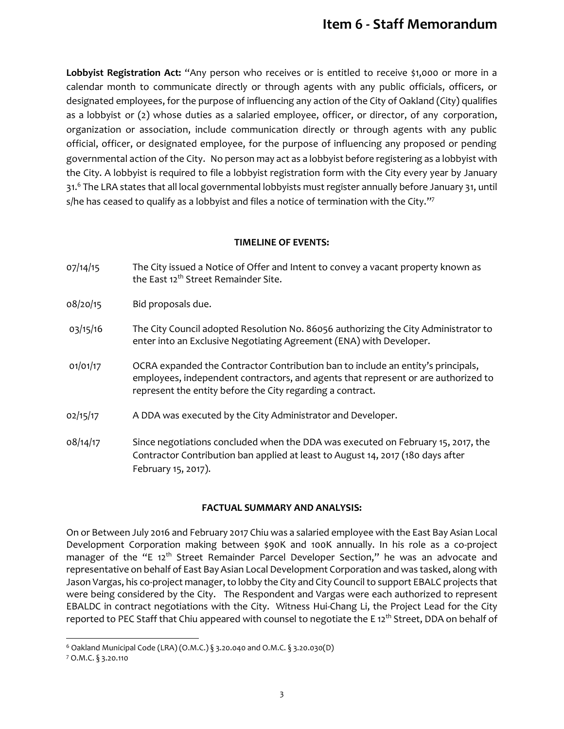**Lobbyist Registration Act:** "Any person who receives or is entitled to receive $1,000 or more in a calendar month to communicate directly or through agents with any public officials, officers, or designated employees, for the purpose of influencing any action of the City of Oakland (City) qualifies as a lobbyist or (2) whose duties as a salaried employee, officer, or director, of any corporation, organization or association, include communication directly or through agents with any public official, officer, or designated employee, for the purpose of influencing any proposed or pending governmental action of the City. No person may act as a lobbyist before registering as a lobbyist with the City. A lobbyist is required to file a lobbyist registration form with the City every year by January 31.[6] The LRA states that all local governmental lobbyists must register annually before January 31, until s/he has ceased to qualify as a lobbyist and files a notice of termination with the City."[7]

**TIMELINE OF EVENTS:**

| | |
|---|---|
| 07/14/15 | The City issued a Notice of Offer and Intent to convey a vacant property known as the East 12th Street Remainder Site. |
| 08/20/15 | Bid proposals due. |
| 03/15/16 | The City Council adopted Resolution No. 86056 authorizing the City Administrator to enter into an Exclusive Negotiating Agreement (ENA) with Developer. |
| 01/01/17 | OCRA expanded the Contractor Contribution ban to include an entity's principals, employees, independent contractors, and agents that represent or are authorized to represent the entity before the City regarding a contract. |
| 02/15/17 | A DDA was executed by the City Administrator and Developer. |
| 08/14/17 | Since negotiations concluded when the DDA was executed on February 15, 2017, the Contractor Contribution ban applied at least to August 14, 2017 (180 days after February 15, 2017). |

**FACTUAL SUMMARY AND ANALYSIS:**

On or Between July 2016 and February 2017 Chiu was a salaried employee with the East Bay Asian Local Development Corporation making between $90K and 100K annually. In his role as a co-project manager of the "E 12th Street Remainder Parcel Developer Section," he was an advocate and representative on behalf of East Bay Asian Local Development Corporation and was tasked, along with Jason Vargas, his co-project manager, to lobby the City and City Council to support EBALC projects that were being considered by the City. The Respondent and Vargas were each authorized to represent EBALDC in contract negotiations with the City. Witness Hui-Chang Li, the Project Lead for the City reported to PEC Staff that Chiu appeared with counsel to negotiate the E 12th Street, DDA on behalf of

[6] Oakland Municipal Code (LRA) (O.M.C.) § 3.20.040 and O.M.C. § 3.20.030(D)

[7] O.M.C. § 3.20.110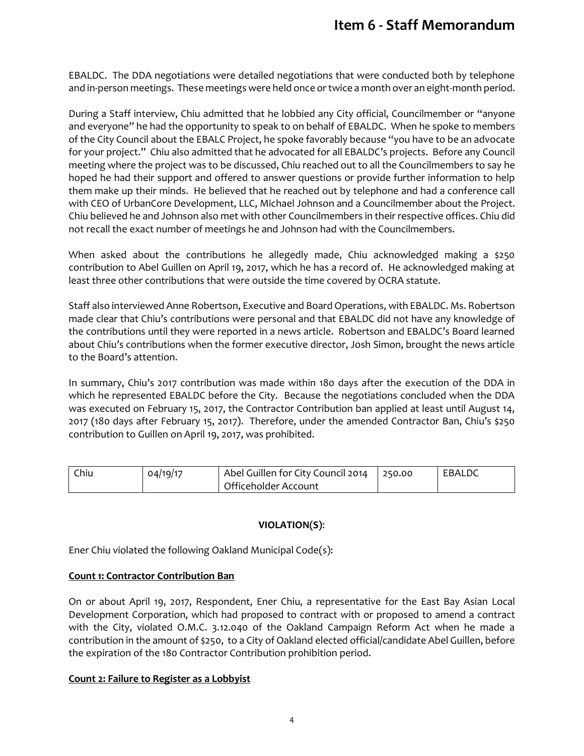EBALDC. The DDA negotiations were detailed negotiations that were conducted both by telephone and in-person meetings. These meetings were held once or twice a month over an eight-month period.

During a Staff interview, Chiu admitted that he lobbied any City official, Councilmember or "anyone and everyone" he had the opportunity to speak to on behalf of EBALDC. When he spoke to members of the City Council about the EBALC Project, he spoke favorably because "you have to be an advocate for your project." Chiu also admitted that he advocated for all EBALDC's projects. Before any Council meeting where the project was to be discussed, Chiu reached out to all the Councilmembers to say he hoped he had their support and offered to answer questions or provide further information to help them make up their minds. He believed that he reached out by telephone and had a conference call with CEO of UrbanCore Development, LLC, Michael Johnson and a Councilmember about the Project. Chiu believed he and Johnson also met with other Councilmembers in their respective offices. Chiu did not recall the exact number of meetings he and Johnson had with the Councilmembers.

When asked about the contributions he allegedly made, Chiu acknowledged making a $250 contribution to Abel Guillen on April 19, 2017, which he has a record of. He acknowledged making at least three other contributions that were outside the time covered by OCRA statute.

Staff also interviewed Anne Robertson, Executive and Board Operations, with EBALDC. Ms. Robertson made clear that Chiu's contributions were personal and that EBALDC did not have any knowledge of the contributions until they were reported in a news article. Robertson and EBALDC's Board learned about Chiu's contributions when the former executive director, Josh Simon, brought the news article to the Board's attention.

In summary, Chiu's 2017 contribution was made within 180 days after the execution of the DDA in which he represented EBALDC before the City. Because the negotiations concluded when the DDA was executed on February 15, 2017, the Contractor Contribution ban applied at least until August 14, 2017 (180 days after February 15, 2017). Therefore, under the amended Contractor Ban, Chiu's $250 contribution to Guillen on April 19, 2017, was prohibited.

| Chiu | 04/19/17 | Abel Guillen for City Council 2014 Officeholder Account | 250.00 | EBALDC |
|---|---|---|---|---|

**VIOLATION(S)**:

Ener Chiu violated the following Oakland Municipal Code(s):

**Count 1: Contractor Contribution Ban**

On or about April 19, 2017, Respondent, Ener Chiu, a representative for the East Bay Asian Local Development Corporation, which had proposed to contract with or proposed to amend a contract with the City, violated O.M.C. 3.12.040 of the Oakland Campaign Reform Act when he made a contribution in the amount of $250, to a City of Oakland elected official/candidate Abel Guillen, before the expiration of the 180 Contractor Contribution prohibition period.

**Count 2: Failure to Register as a Lobbyist**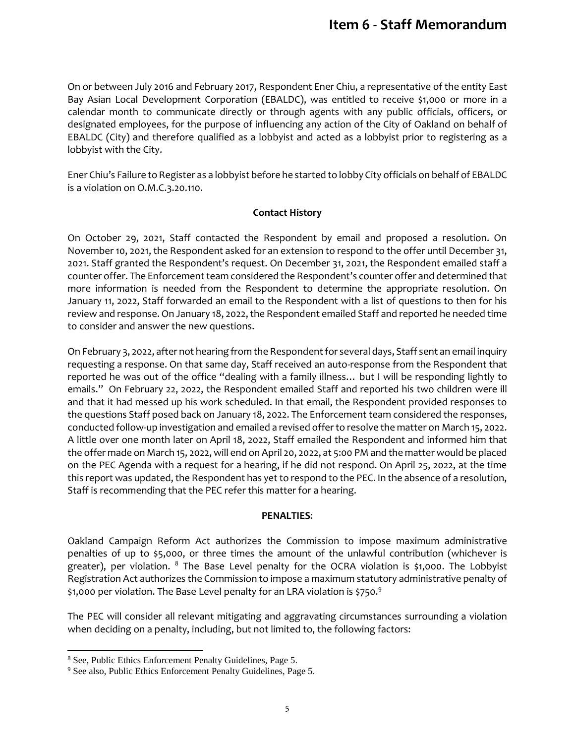On or between July 2016 and February 2017, Respondent Ener Chiu, a representative of the entity East Bay Asian Local Development Corporation (EBALDC), was entitled to receive $1,000 or more in a calendar month to communicate directly or through agents with any public officials, officers, or designated employees, for the purpose of influencing any action of the City of Oakland on behalf of EBALDC (City) and therefore qualified as a lobbyist and acted as a lobbyist prior to registering as a lobbyist with the City.

Ener Chiu's Failure to Register as a lobbyist before he started to lobby City officials on behalf of EBALDC is a violation on O.M.C.3.20.110.

**Contact History**

On October 29, 2021, Staff contacted the Respondent by email and proposed a resolution. On November 10, 2021, the Respondent asked for an extension to respond to the offer until December 31, 2021. Staff granted the Respondent's request. On December 31, 2021, the Respondent emailed staff a counter offer. The Enforcement team considered the Respondent's counter offer and determined that more information is needed from the Respondent to determine the appropriate resolution. On January 11, 2022, Staff forwarded an email to the Respondent with a list of questions to then for his review and response. On January 18, 2022, the Respondent emailed Staff and reported he needed time to consider and answer the new questions.

On February 3, 2022, after not hearing from the Respondent for several days, Staff sent an email inquiry requesting a response. On that same day, Staff received an auto-response from the Respondent that reported he was out of the office "dealing with a family illness… but I will be responding lightly to emails." On February 22, 2022, the Respondent emailed Staff and reported his two children were ill and that it had messed up his work scheduled. In that email, the Respondent provided responses to the questions Staff posed back on January 18, 2022. The Enforcement team considered the responses, conducted follow-up investigation and emailed a revised offer to resolve the matter on March 15, 2022. A little over one month later on April 18, 2022, Staff emailed the Respondent and informed him that the offer made on March 15, 2022, will end on April 20, 2022, at 5:00 PM and the matter would be placed on the PEC Agenda with a request for a hearing, if he did not respond. On April 25, 2022, at the time this report was updated, the Respondent has yet to respond to the PEC. In the absence of a resolution, Staff is recommending that the PEC refer this matter for a hearing.

**PENALTIES**:

Oakland Campaign Reform Act authorizes the Commission to impose maximum administrative penalties of up to $5,000, or three times the amount of the unlawful contribution (whichever is greater), per violation. [8] The Base Level penalty for the OCRA violation is $1,000. The Lobbyist Registration Act authorizes the Commission to impose a maximum statutory administrative penalty of $1,000 per violation. The Base Level penalty for an LRA violation is $750.[9]

The PEC will consider all relevant mitigating and aggravating circumstances surrounding a violation when deciding on a penalty, including, but not limited to, the following factors:

---

[8] See, Public Ethics Enforcement Penalty Guidelines, Page 5.

[9] See also, Public Ethics Enforcement Penalty Guidelines, Page 5.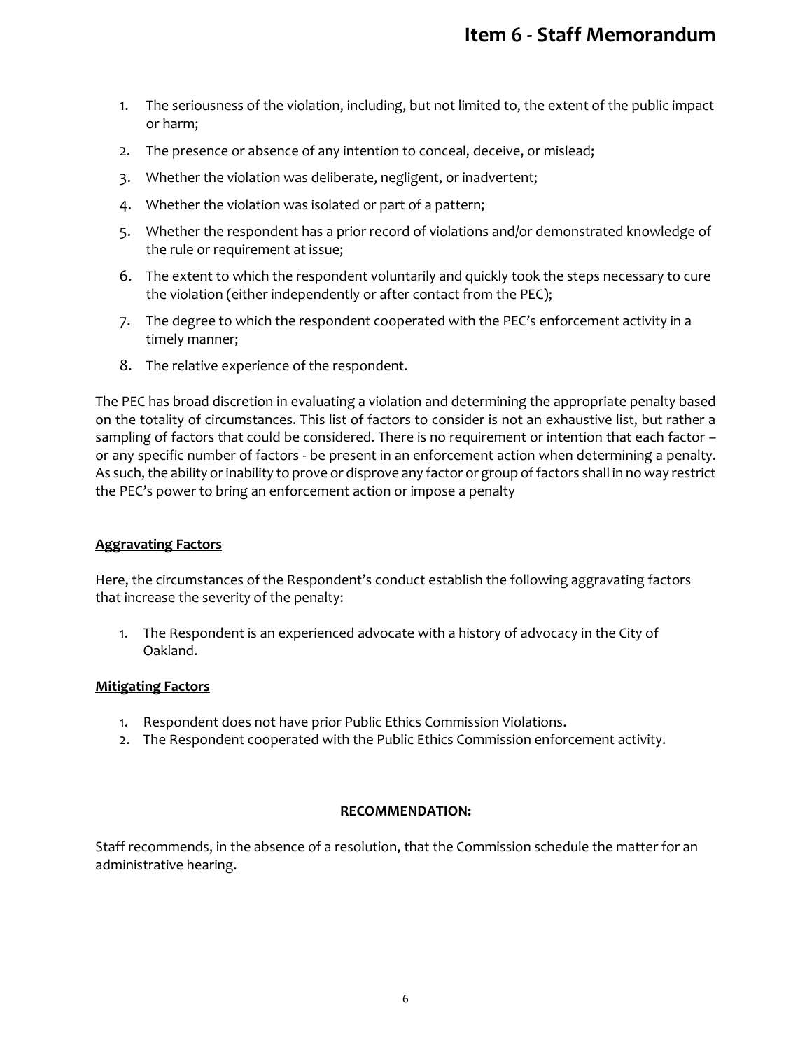1. The seriousness of the violation, including, but not limited to, the extent of the public impact or harm;
2. The presence or absence of any intention to conceal, deceive, or mislead;
3. Whether the violation was deliberate, negligent, or inadvertent;
4. Whether the violation was isolated or part of a pattern;
5. Whether the respondent has a prior record of violations and/or demonstrated knowledge of the rule or requirement at issue;
6. The extent to which the respondent voluntarily and quickly took the steps necessary to cure the violation (either independently or after contact from the PEC);
7. The degree to which the respondent cooperated with the PEC's enforcement activity in a timely manner;
8. The relative experience of the respondent.

The PEC has broad discretion in evaluating a violation and determining the appropriate penalty based on the totality of circumstances. This list of factors to consider is not an exhaustive list, but rather a sampling of factors that could be considered. There is no requirement or intention that each factor – or any specific number of factors - be present in an enforcement action when determining a penalty. As such, the ability or inability to prove or disprove any factor or group of factors shall in no way restrict the PEC's power to bring an enforcement action or impose a penalty

**Aggravating Factors**

Here, the circumstances of the Respondent's conduct establish the following aggravating factors that increase the severity of the penalty:

1. The Respondent is an experienced advocate with a history of advocacy in the City of Oakland.

**Mitigating Factors**

1. Respondent does not have prior Public Ethics Commission Violations.
2. The Respondent cooperated with the Public Ethics Commission enforcement activity.

**RECOMMENDATION:**

Staff recommends, in the absence of a resolution, that the Commission schedule the matter for an administrative hearing.